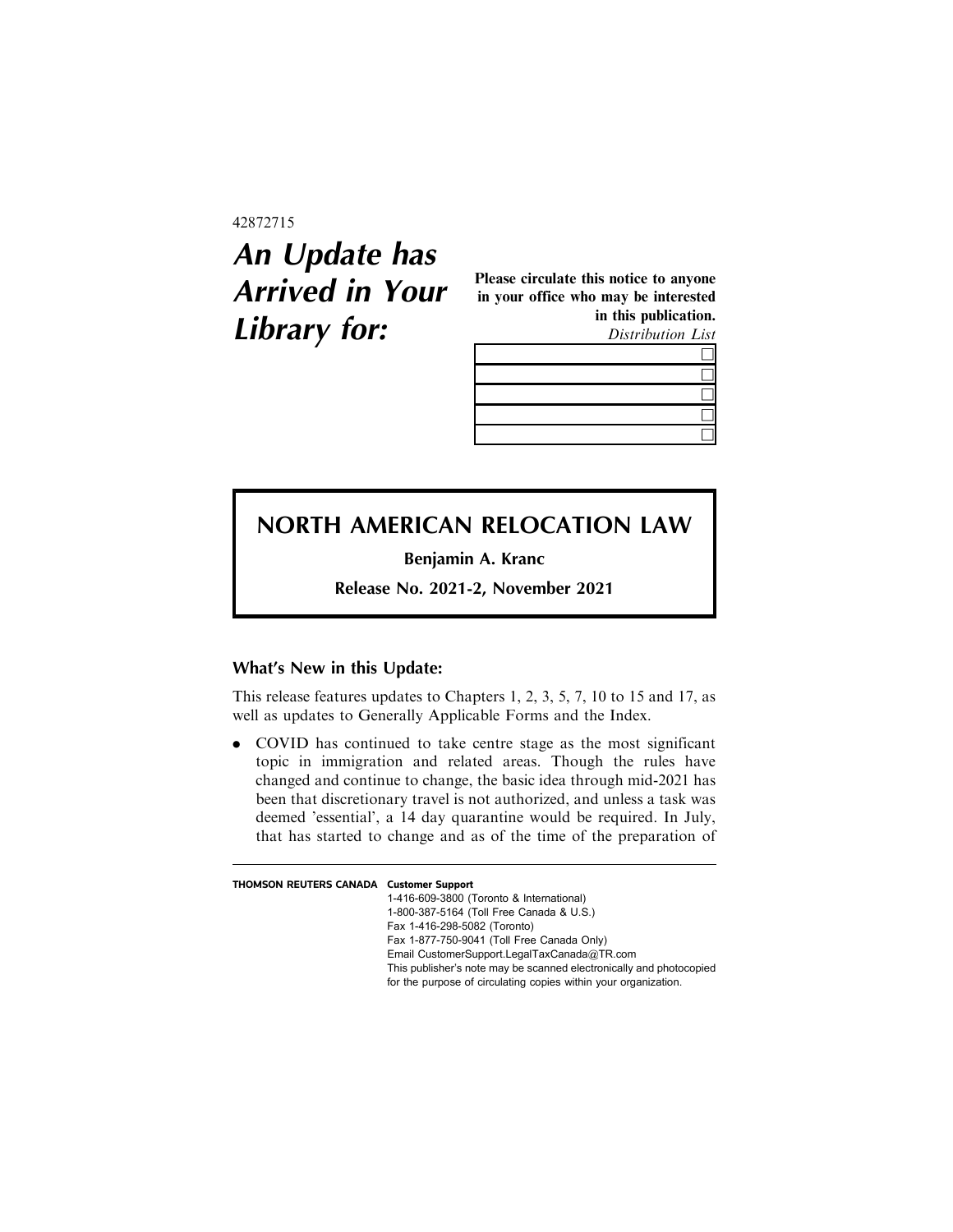42872715

# An Update has Arrived in Your Library for:

**Please circulate this notice to anyone in your office who may be interested in this publication.**

*Distribution List*

| | |
|---|---|
| | ☐ |
| | ☐ |
| | ☐ |
| | ☐ |
| | ☐ |

## NORTH AMERICAN RELOCATION LAW

**Benjamin A. Kranc**

**Release No. 2021-2, November 2021**

### What's New in this Update:

This release features updates to Chapters 1, 2, 3, 5, 7, 10 to 15 and 17, as well as updates to Generally Applicable Forms and the Index.

- COVID has continued to take centre stage as the most significant topic in immigration and related areas. Though the rules have changed and continue to change, the basic idea through mid-2021 has been that discretionary travel is not authorized, and unless a task was deemed 'essential', a 14 day quarantine would be required. In July, that has started to change and as of the time of the preparation of

**THOMSON REUTERS CANADA** **Customer Support**
1-416-609-3800 (Toronto & International)
1-800-387-5164 (Toll Free Canada & U.S.)
Fax 1-416-298-5082 (Toronto)
Fax 1-877-750-9041 (Toll Free Canada Only)
Email CustomerSupport.LegalTaxCanada@TR.com
This publisher's note may be scanned electronically and photocopied for the purpose of circulating copies within your organization.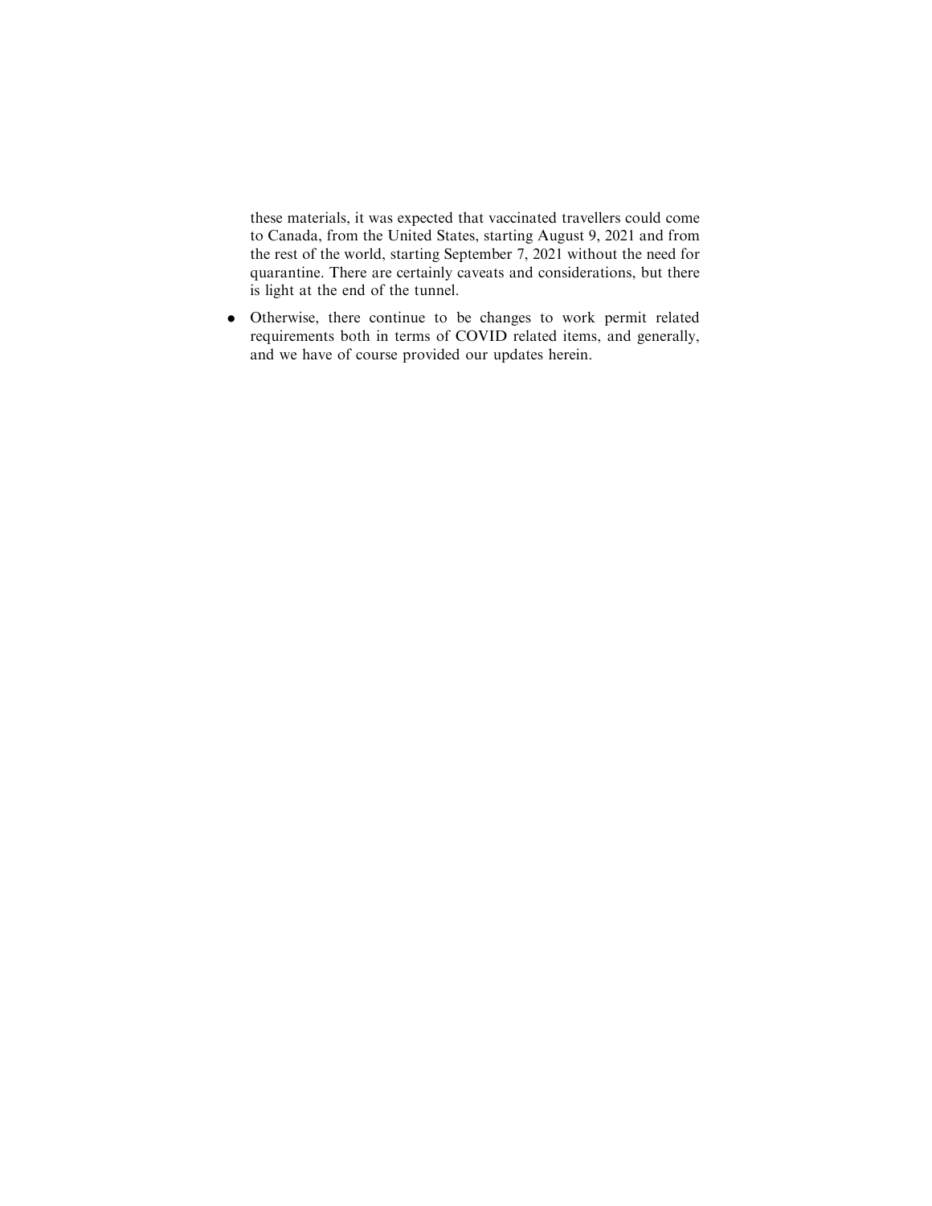these materials, it was expected that vaccinated travellers could come to Canada, from the United States, starting August 9, 2021 and from the rest of the world, starting September 7, 2021 without the need for quarantine. There are certainly caveats and considerations, but there is light at the end of the tunnel.

- Otherwise, there continue to be changes to work permit related requirements both in terms of COVID related items, and generally, and we have of course provided our updates herein.